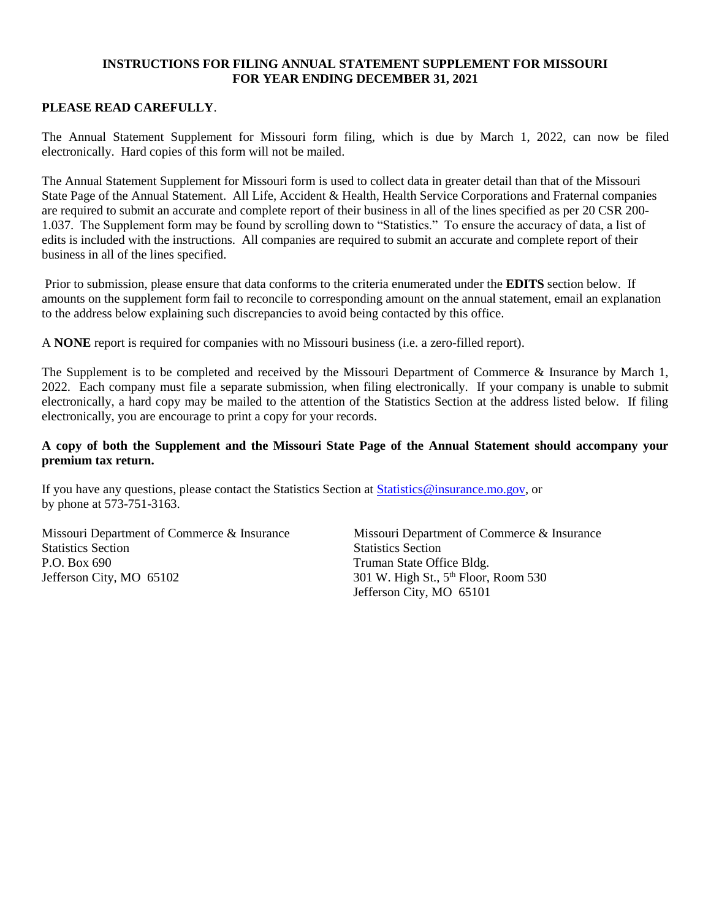# INSTRUCTIONS FOR FILING ANNUAL STATEMENT SUPPLEMENT FOR MISSOURI FOR YEAR ENDING DECEMBER 31, 2021

**PLEASE READ CAREFULLY**.

The Annual Statement Supplement for Missouri form filing, which is due by March 1, 2022, can now be filed electronically. Hard copies of this form will not be mailed.

The Annual Statement Supplement for Missouri form is used to collect data in greater detail than that of the Missouri State Page of the Annual Statement. All Life, Accident & Health, Health Service Corporations and Fraternal companies are required to submit an accurate and complete report of their business in all of the lines specified as per 20 CSR 200-1.037. The Supplement form may be found by scrolling down to "Statistics." To ensure the accuracy of data, a list of edits is included with the instructions. All companies are required to submit an accurate and complete report of their business in all of the lines specified.

Prior to submission, please ensure that data conforms to the criteria enumerated under the **EDITS** section below. If amounts on the supplement form fail to reconcile to corresponding amount on the annual statement, email an explanation to the address below explaining such discrepancies to avoid being contacted by this office.

A **NONE** report is required for companies with no Missouri business (i.e. a zero-filled report).

The Supplement is to be completed and received by the Missouri Department of Commerce & Insurance by March 1, 2022. Each company must file a separate submission, when filing electronically. If your company is unable to submit electronically, a hard copy may be mailed to the attention of the Statistics Section at the address listed below. If filing electronically, you are encourage to print a copy for your records.

**A copy of both the Supplement and the Missouri State Page of the Annual Statement should accompany your premium tax return.**

If you have any questions, please contact the Statistics Section at Statistics@insurance.mo.gov, or by phone at 573-751-3163.

Missouri Department of Commerce & Insurance
Statistics Section
P.O. Box 690
Jefferson City, MO 65102

Missouri Department of Commerce & Insurance
Statistics Section
Truman State Office Bldg.
301 W. High St., 5th Floor, Room 530
Jefferson City, MO 65101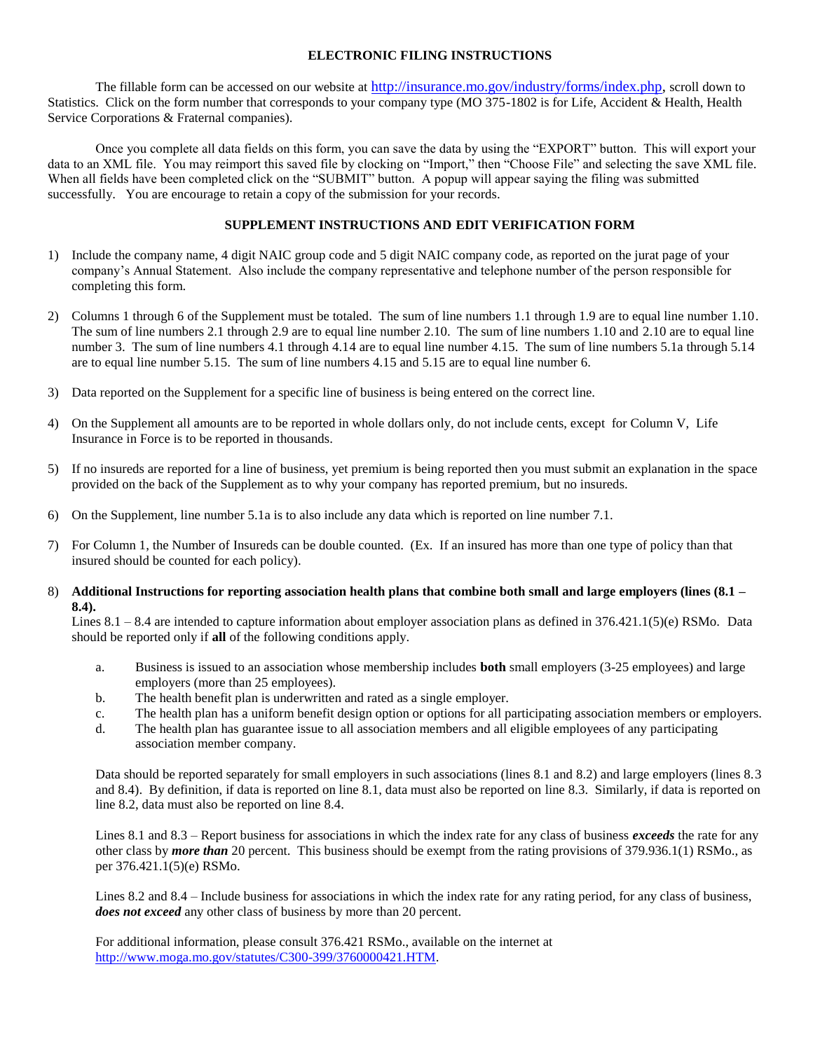## ELECTRONIC FILING INSTRUCTIONS

The fillable form can be accessed on our website at http://insurance.mo.gov/industry/forms/index.php, scroll down to Statistics. Click on the form number that corresponds to your company type (MO 375-1802 is for Life, Accident & Health, Health Service Corporations & Fraternal companies).

Once you complete all data fields on this form, you can save the data by using the "EXPORT" button. This will export your data to an XML file. You may reimport this saved file by clocking on "Import," then "Choose File" and selecting the save XML file. When all fields have been completed click on the "SUBMIT" button. A popup will appear saying the filing was submitted successfully. You are encourage to retain a copy of the submission for your records.

## SUPPLEMENT INSTRUCTIONS AND EDIT VERIFICATION FORM

1) Include the company name, 4 digit NAIC group code and 5 digit NAIC company code, as reported on the jurat page of your company's Annual Statement. Also include the company representative and telephone number of the person responsible for completing this form.

2) Columns 1 through 6 of the Supplement must be totaled. The sum of line numbers 1.1 through 1.9 are to equal line number 1.10. The sum of line numbers 2.1 through 2.9 are to equal line number 2.10. The sum of line numbers 1.10 and 2.10 are to equal line number 3. The sum of line numbers 4.1 through 4.14 are to equal line number 4.15. The sum of line numbers 5.1a through 5.14 are to equal line number 5.15. The sum of line numbers 4.15 and 5.15 are to equal line number 6.

3) Data reported on the Supplement for a specific line of business is being entered on the correct line.

4) On the Supplement all amounts are to be reported in whole dollars only, do not include cents, except for Column V, Life Insurance in Force is to be reported in thousands.

5) If no insureds are reported for a line of business, yet premium is being reported then you must submit an explanation in the space provided on the back of the Supplement as to why your company has reported premium, but no insureds.

6) On the Supplement, line number 5.1a is to also include any data which is reported on line number 7.1.

7) For Column 1, the Number of Insureds can be double counted. (Ex. If an insured has more than one type of policy than that insured should be counted for each policy).

8) **Additional Instructions for reporting association health plans that combine both small and large employers (lines (8.1 – 8.4).**

   Lines 8.1 – 8.4 are intended to capture information about employer association plans as defined in 376.421.1(5)(e) RSMo. Data should be reported only if **all** of the following conditions apply.

   a. Business is issued to an association whose membership includes **both** small employers (3-25 employees) and large employers (more than 25 employees).
   b. The health benefit plan is underwritten and rated as a single employer.
   c. The health plan has a uniform benefit design option or options for all participating association members or employers.
   d. The health plan has guarantee issue to all association members and all eligible employees of any participating association member company.

   Data should be reported separately for small employers in such associations (lines 8.1 and 8.2) and large employers (lines 8.3 and 8.4). By definition, if data is reported on line 8.1, data must also be reported on line 8.3. Similarly, if data is reported on line 8.2, data must also be reported on line 8.4.

   Lines 8.1 and 8.3 – Report business for associations in which the index rate for any class of business ***exceeds*** the rate for any other class by ***more than*** 20 percent. This business should be exempt from the rating provisions of 379.936.1(1) RSMo., as per 376.421.1(5)(e) RSMo.

   Lines 8.2 and 8.4 – Include business for associations in which the index rate for any rating period, for any class of business, ***does not exceed*** any other class of business by more than 20 percent.

   For additional information, please consult 376.421 RSMo., available on the internet at http://www.moga.mo.gov/statutes/C300-399/3760000421.HTM.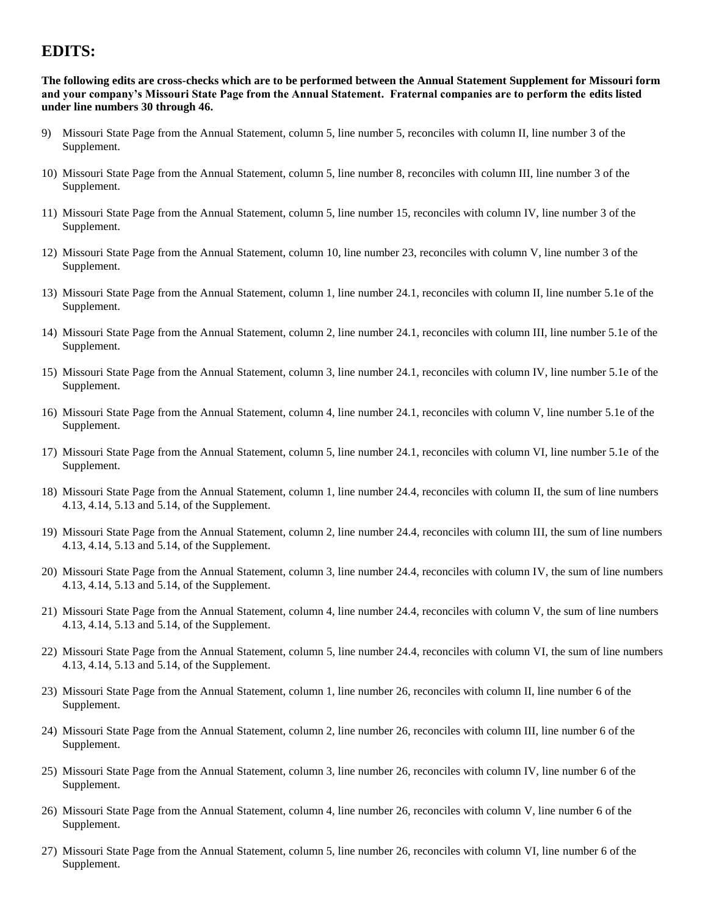# EDITS:

**The following edits are cross-checks which are to be performed between the Annual Statement Supplement for Missouri form and your company's Missouri State Page from the Annual Statement. Fraternal companies are to perform the edits listed under line numbers 30 through 46.**

9) Missouri State Page from the Annual Statement, column 5, line number 5, reconciles with column II, line number 3 of the Supplement.

10) Missouri State Page from the Annual Statement, column 5, line number 8, reconciles with column III, line number 3 of the Supplement.

11) Missouri State Page from the Annual Statement, column 5, line number 15, reconciles with column IV, line number 3 of the Supplement.

12) Missouri State Page from the Annual Statement, column 10, line number 23, reconciles with column V, line number 3 of the Supplement.

13) Missouri State Page from the Annual Statement, column 1, line number 24.1, reconciles with column II, line number 5.1e of the Supplement.

14) Missouri State Page from the Annual Statement, column 2, line number 24.1, reconciles with column III, line number 5.1e of the Supplement.

15) Missouri State Page from the Annual Statement, column 3, line number 24.1, reconciles with column IV, line number 5.1e of the Supplement.

16) Missouri State Page from the Annual Statement, column 4, line number 24.1, reconciles with column V, line number 5.1e of the Supplement.

17) Missouri State Page from the Annual Statement, column 5, line number 24.1, reconciles with column VI, line number 5.1e of the Supplement.

18) Missouri State Page from the Annual Statement, column 1, line number 24.4, reconciles with column II, the sum of line numbers 4.13, 4.14, 5.13 and 5.14, of the Supplement.

19) Missouri State Page from the Annual Statement, column 2, line number 24.4, reconciles with column III, the sum of line numbers 4.13, 4.14, 5.13 and 5.14, of the Supplement.

20) Missouri State Page from the Annual Statement, column 3, line number 24.4, reconciles with column IV, the sum of line numbers 4.13, 4.14, 5.13 and 5.14, of the Supplement.

21) Missouri State Page from the Annual Statement, column 4, line number 24.4, reconciles with column V, the sum of line numbers 4.13, 4.14, 5.13 and 5.14, of the Supplement.

22) Missouri State Page from the Annual Statement, column 5, line number 24.4, reconciles with column VI, the sum of line numbers 4.13, 4.14, 5.13 and 5.14, of the Supplement.

23) Missouri State Page from the Annual Statement, column 1, line number 26, reconciles with column II, line number 6 of the Supplement.

24) Missouri State Page from the Annual Statement, column 2, line number 26, reconciles with column III, line number 6 of the Supplement.

25) Missouri State Page from the Annual Statement, column 3, line number 26, reconciles with column IV, line number 6 of the Supplement.

26) Missouri State Page from the Annual Statement, column 4, line number 26, reconciles with column V, line number 6 of the Supplement.

27) Missouri State Page from the Annual Statement, column 5, line number 26, reconciles with column VI, line number 6 of the Supplement.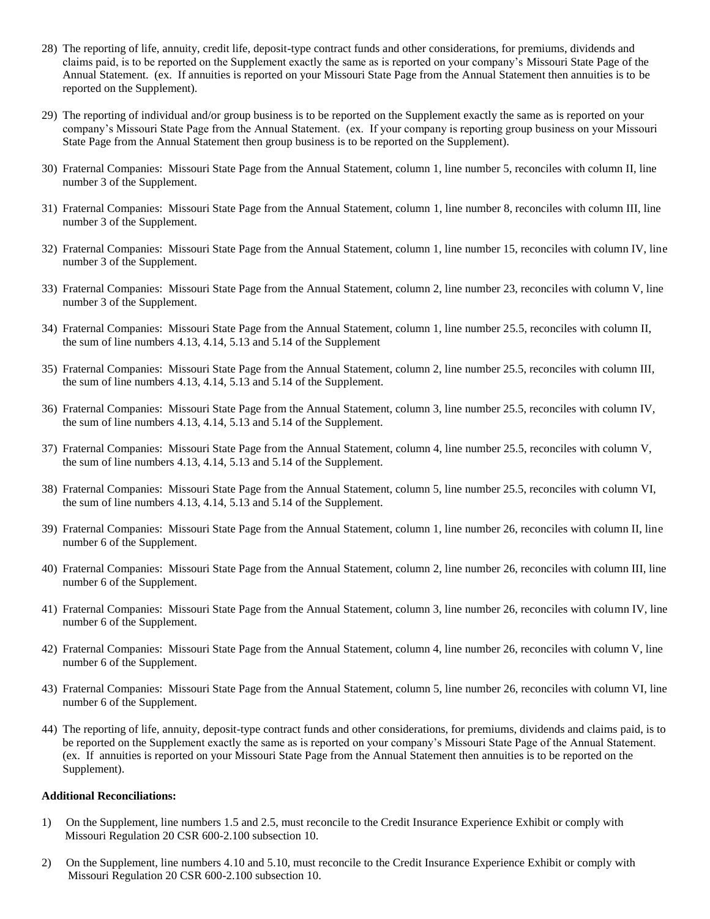28) The reporting of life, annuity, credit life, deposit-type contract funds and other considerations, for premiums, dividends and claims paid, is to be reported on the Supplement exactly the same as is reported on your company's Missouri State Page of the Annual Statement. (ex. If annuities is reported on your Missouri State Page from the Annual Statement then annuities is to be reported on the Supplement).

29) The reporting of individual and/or group business is to be reported on the Supplement exactly the same as is reported on your company's Missouri State Page from the Annual Statement. (ex. If your company is reporting group business on your Missouri State Page from the Annual Statement then group business is to be reported on the Supplement).

30) Fraternal Companies: Missouri State Page from the Annual Statement, column 1, line number 5, reconciles with column II, line number 3 of the Supplement.

31) Fraternal Companies: Missouri State Page from the Annual Statement, column 1, line number 8, reconciles with column III, line number 3 of the Supplement.

32) Fraternal Companies: Missouri State Page from the Annual Statement, column 1, line number 15, reconciles with column IV, line number 3 of the Supplement.

33) Fraternal Companies: Missouri State Page from the Annual Statement, column 2, line number 23, reconciles with column V, line number 3 of the Supplement.

34) Fraternal Companies: Missouri State Page from the Annual Statement, column 1, line number 25.5, reconciles with column II, the sum of line numbers 4.13, 4.14, 5.13 and 5.14 of the Supplement

35) Fraternal Companies: Missouri State Page from the Annual Statement, column 2, line number 25.5, reconciles with column III, the sum of line numbers 4.13, 4.14, 5.13 and 5.14 of the Supplement.

36) Fraternal Companies: Missouri State Page from the Annual Statement, column 3, line number 25.5, reconciles with column IV, the sum of line numbers 4.13, 4.14, 5.13 and 5.14 of the Supplement.

37) Fraternal Companies: Missouri State Page from the Annual Statement, column 4, line number 25.5, reconciles with column V, the sum of line numbers 4.13, 4.14, 5.13 and 5.14 of the Supplement.

38) Fraternal Companies: Missouri State Page from the Annual Statement, column 5, line number 25.5, reconciles with column VI, the sum of line numbers 4.13, 4.14, 5.13 and 5.14 of the Supplement.

39) Fraternal Companies: Missouri State Page from the Annual Statement, column 1, line number 26, reconciles with column II, line number 6 of the Supplement.

40) Fraternal Companies: Missouri State Page from the Annual Statement, column 2, line number 26, reconciles with column III, line number 6 of the Supplement.

41) Fraternal Companies: Missouri State Page from the Annual Statement, column 3, line number 26, reconciles with column IV, line number 6 of the Supplement.

42) Fraternal Companies: Missouri State Page from the Annual Statement, column 4, line number 26, reconciles with column V, line number 6 of the Supplement.

43) Fraternal Companies: Missouri State Page from the Annual Statement, column 5, line number 26, reconciles with column VI, line number 6 of the Supplement.

44) The reporting of life, annuity, deposit-type contract funds and other considerations, for premiums, dividends and claims paid, is to be reported on the Supplement exactly the same as is reported on your company's Missouri State Page of the Annual Statement. (ex. If annuities is reported on your Missouri State Page from the Annual Statement then annuities is to be reported on the Supplement).

**Additional Reconciliations:**

1) On the Supplement, line numbers 1.5 and 2.5, must reconcile to the Credit Insurance Experience Exhibit or comply with Missouri Regulation 20 CSR 600-2.100 subsection 10.

2) On the Supplement, line numbers 4.10 and 5.10, must reconcile to the Credit Insurance Experience Exhibit or comply with Missouri Regulation 20 CSR 600-2.100 subsection 10.